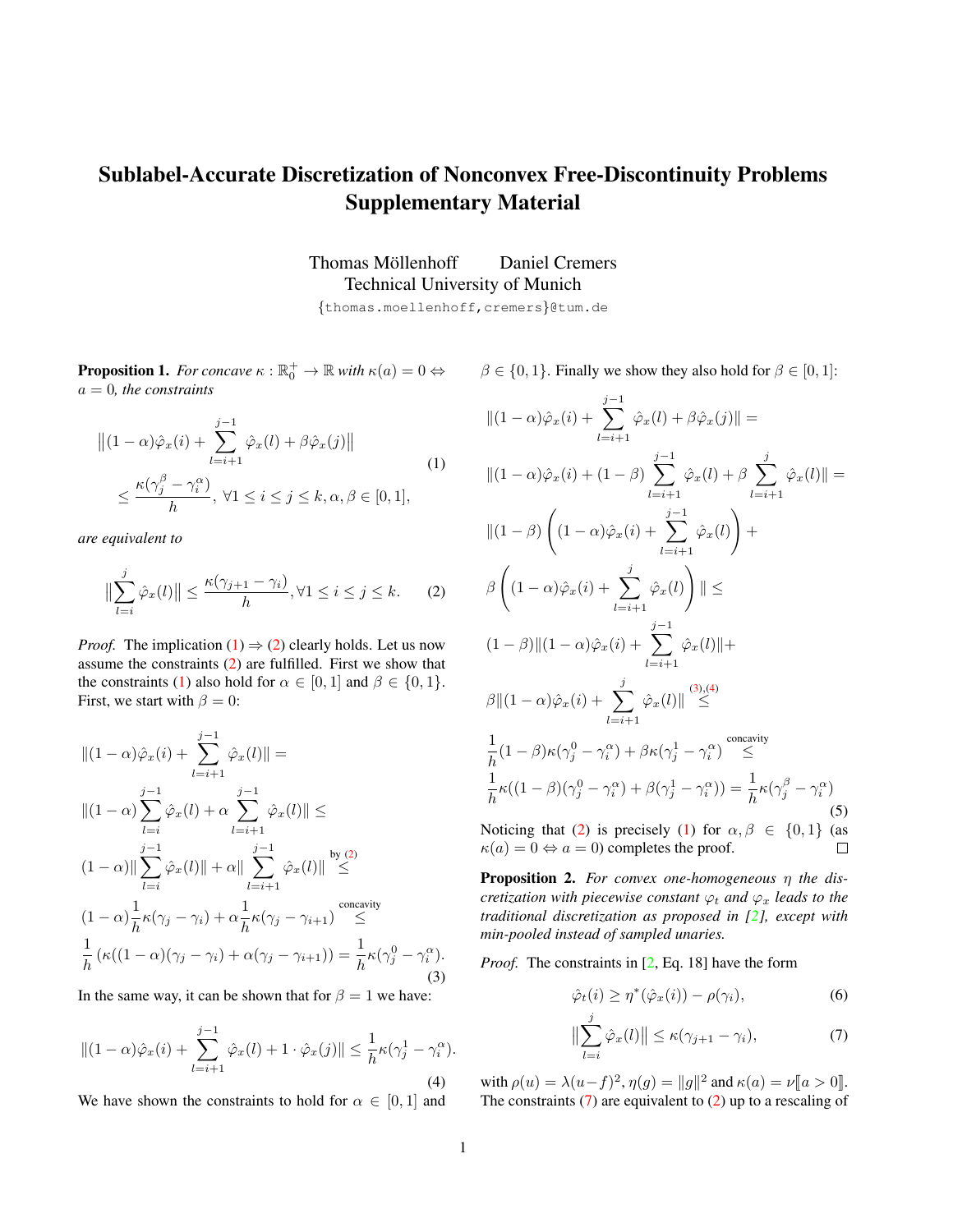# Sublabel-Accurate Discretization of Nonconvex Free-Discontinuity Problems Supplementary Material

Thomas Möllenhoff  Daniel Cremers
Technical University of Munich
{thomas.moellenhoff,cremers}@tum.de

**Proposition 1.** *For concave $\kappa : \mathbb{R}_0^+ \to \mathbb{R}$ with $\kappa(a) = 0 \Leftrightarrow a = 0$, the constraints*

$$
\begin{aligned}
&\big\|(1-\alpha)\hat{\varphi}_x(i) + \sum_{l=i+1}^{j-1} \hat{\varphi}_x(l) + \beta \hat{\varphi}_x(j)\big\| \\
&\quad \leq \frac{\kappa(\gamma_j^\beta - \gamma_i^\alpha)}{h}, \; \forall 1 \leq i \leq j \leq k, \alpha, \beta \in [0,1],
\end{aligned}
\tag{1}
$$

*are equivalent to*

$$
\big\|\sum_{l=i}^{j} \hat{\varphi}_x(l)\big\| \leq \frac{\kappa(\gamma_{j+1} - \gamma_i)}{h}, \forall 1 \leq i \leq j \leq k. \tag{2}
$$

*Proof.* The implication (1) $\Rightarrow$ (2) clearly holds. Let us now assume the constraints (2) are fulfilled. First we show that the constraints (1) also hold for $\alpha \in [0,1]$ and $\beta \in \{0,1\}$. First, we start with $\beta = 0$:

$$
\begin{aligned}
&\|(1-\alpha)\hat{\varphi}_x(i) + \sum_{l=i+1}^{j-1} \hat{\varphi}_x(l)\| = \\
&\|(1-\alpha)\sum_{l=i}^{j-1} \hat{\varphi}_x(l) + \alpha \sum_{l=i+1}^{j-1} \hat{\varphi}_x(l)\| \leq \\
&(1-\alpha)\|\sum_{l=i}^{j-1} \hat{\varphi}_x(l)\| + \alpha\|\sum_{l=i+1}^{j-1} \hat{\varphi}_x(l)\| \overset{\text{by (2)}}{\leq} \\
&(1-\alpha)\frac{1}{h}\kappa(\gamma_j - \gamma_i) + \alpha\frac{1}{h}\kappa(\gamma_j - \gamma_{i+1}) \overset{\text{concavity}}{\leq} \\
&\frac{1}{h}\left(\kappa((1-\alpha)(\gamma_j - \gamma_i) + \alpha(\gamma_j - \gamma_{i+1}))\right) = \frac{1}{h}\kappa(\gamma_j^0 - \gamma_i^\alpha).
\end{aligned}
\tag{3}
$$

In the same way, it can be shown that for $\beta = 1$ we have:

$$
\|(1-\alpha)\hat{\varphi}_x(i) + \sum_{l=i+1}^{j-1} \hat{\varphi}_x(l) + 1 \cdot \hat{\varphi}_x(j)\| \leq \frac{1}{h}\kappa(\gamma_j^1 - \gamma_i^\alpha). \tag{4}
$$

We have shown the constraints to hold for $\alpha \in [0,1]$ and $\beta \in \{0,1\}$. Finally we show they also hold for $\beta \in [0,1]$:

$$
\begin{aligned}
&\|(1-\alpha)\hat{\varphi}_x(i) + \sum_{l=i+1}^{j-1} \hat{\varphi}_x(l) + \beta\hat{\varphi}_x(j)\| = \\
&\|(1-\alpha)\hat{\varphi}_x(i) + (1-\beta)\sum_{l=i+1}^{j-1} \hat{\varphi}_x(l) + \beta \sum_{l=i+1}^{j} \hat{\varphi}_x(l)\| = \\
&\|(1-\beta)\left((1-\alpha)\hat{\varphi}_x(i) + \sum_{l=i+1}^{j-1} \hat{\varphi}_x(l)\right) + \\
&\beta\left((1-\alpha)\hat{\varphi}_x(i) + \sum_{l=i+1}^{j} \hat{\varphi}_x(l)\right)\| \leq \\
&(1-\beta)\|(1-\alpha)\hat{\varphi}_x(i) + \sum_{l=i+1}^{j-1} \hat{\varphi}_x(l)\| + \\
&\beta\|(1-\alpha)\hat{\varphi}_x(i) + \sum_{l=i+1}^{j} \hat{\varphi}_x(l)\| \overset{(3),(4)}{\leq} \\
&\frac{1}{h}(1-\beta)\kappa(\gamma_j^0 - \gamma_i^\alpha) + \beta\kappa(\gamma_j^1 - \gamma_i^\alpha) \overset{\text{concavity}}{\leq} \\
&\frac{1}{h}\kappa((1-\beta)(\gamma_j^0 - \gamma_i^\alpha) + \beta(\gamma_j^1 - \gamma_i^\alpha)) = \frac{1}{h}\kappa(\gamma_j^\beta - \gamma_i^\alpha)
\end{aligned}
\tag{5}
$$

Noticing that (2) is precisely (1) for $\alpha, \beta \in \{0,1\}$ (as $\kappa(a) = 0 \Leftrightarrow a = 0$) completes the proof. □

**Proposition 2.** *For convex one-homogeneous $\eta$ the discretization with piecewise constant $\varphi_t$ and $\varphi_x$ leads to the traditional discretization as proposed in [2], except with min-pooled instead of sampled unaries.*

*Proof.* The constraints in [2, Eq. 18] have the form

$$
\hat{\varphi}_t(i) \geq \eta^*(\hat{\varphi}_x(i)) - \rho(\gamma_i), \tag{6}
$$

$$
\big\|\sum_{l=i}^{j} \hat{\varphi}_x(l)\big\| \leq \kappa(\gamma_{j+1} - \gamma_i), \tag{7}
$$

with $\rho(u) = \lambda(u-f)^2, \eta(g) = \|g\|^2$ and $\kappa(a) = \nu[\![a > 0]\!]$. The constraints (7) are equivalent to (2) up to a rescaling of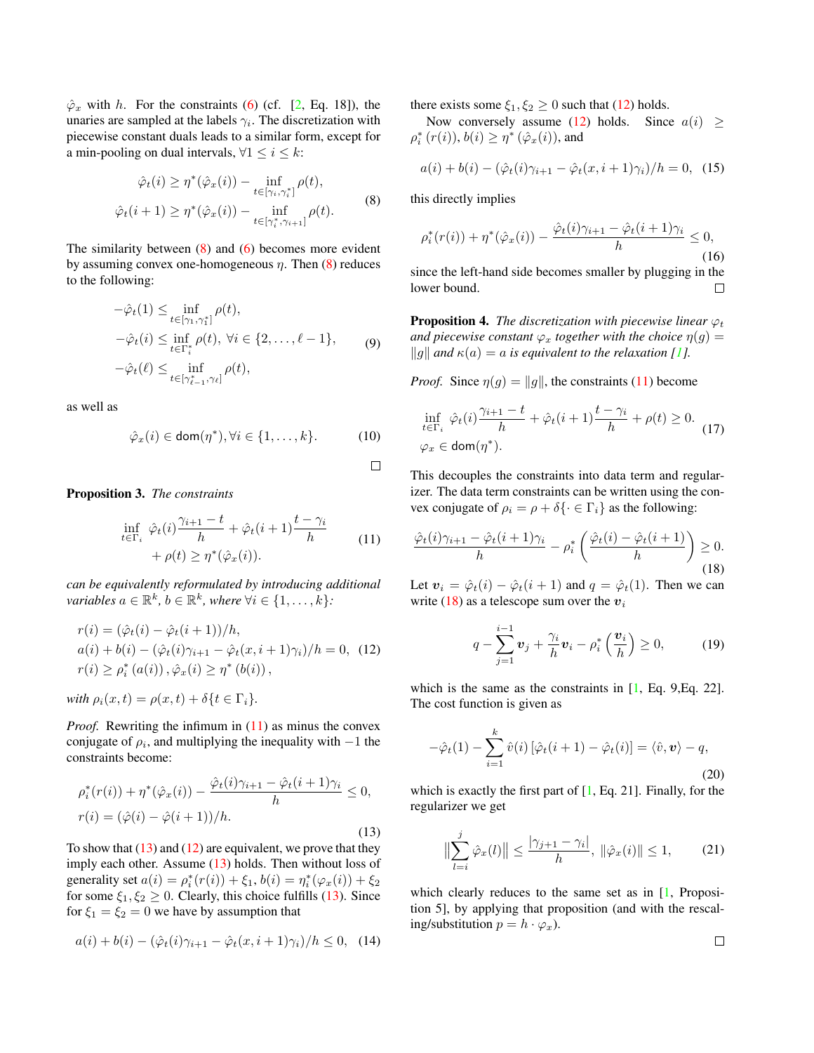$\hat{\varphi}_x$ with $h$. For the constraints (6) (cf. [2, Eq. 18]), the unaries are sampled at the labels $\gamma_i$. The discretization with piecewise constant duals leads to a similar form, except for a min-pooling on dual intervals, $\forall 1 \leq i \leq k$:

$$
\begin{aligned}
\hat{\varphi}_t(i) &\geq \eta^*(\hat{\varphi}_x(i)) - \inf_{t \in [\gamma_i, \gamma_i^*]} \rho(t), \\
\hat{\varphi}_t(i+1) &\geq \eta^*(\hat{\varphi}_x(i)) - \inf_{t \in [\gamma_i^*, \gamma_{i+1}]} \rho(t).
\end{aligned}
\tag{8}
$$

The similarity between (8) and (6) becomes more evident by assuming convex one-homogeneous $\eta$. Then (8) reduces to the following:

$$
\begin{aligned}
-\hat{\varphi}_t(1) &\leq \inf_{t \in [\gamma_1, \gamma_1^*]} \rho(t), \\
-\hat{\varphi}_t(i) &\leq \inf_{t \in \Gamma_i^*} \rho(t), \ \forall i \in \{2, \ldots, \ell - 1\}, \\
-\hat{\varphi}_t(\ell) &\leq \inf_{t \in [\gamma_{\ell-1}^*, \gamma_\ell]} \rho(t),
\end{aligned}
\tag{9}
$$

as well as

$$
\hat{\varphi}_x(i) \in \mathsf{dom}(\eta^*), \forall i \in \{1, \ldots, k\}. \tag{10}
$$

□

**Proposition 3.** *The constraints*

$$
\begin{aligned}
\inf_{t \in \Gamma_i} \ &\hat{\varphi}_t(i) \frac{\gamma_{i+1} - t}{h} + \hat{\varphi}_t(i+1) \frac{t - \gamma_i}{h} \\
&+ \rho(t) \geq \eta^*(\hat{\varphi}_x(i)).
\end{aligned}
\tag{11}
$$

*can be equivalently reformulated by introducing additional variables $a \in \mathbb{R}^k$, $b \in \mathbb{R}^k$, where $\forall i \in \{1, \ldots, k\}$:*

$$
\begin{aligned}
&r(i) = (\hat{\varphi}_t(i) - \hat{\varphi}_t(i+1))/h, \\
&a(i) + b(i) - (\hat{\varphi}_t(i)\gamma_{i+1} - \hat{\varphi}_t(x, i+1)\gamma_i)/h = 0, \\
&r(i) \geq \rho_i^*(a(i)), \hat{\varphi}_x(i) \geq \eta^*(b(i)),
\end{aligned}
\tag{12}
$$

*with $\rho_i(x, t) = \rho(x, t) + \delta\{t \in \Gamma_i\}$.*

*Proof.* Rewriting the infimum in (11) as minus the convex conjugate of $\rho_i$, and multiplying the inequality with $-1$ the constraints become:

$$
\begin{aligned}
&\rho_i^*(r(i)) + \eta^*(\hat{\varphi}_x(i)) - \frac{\hat{\varphi}_t(i)\gamma_{i+1} - \hat{\varphi}_t(i+1)\gamma_i}{h} \leq 0, \\
&r(i) = (\hat{\varphi}(i) - \hat{\varphi}(i+1))/h.
\end{aligned}
\tag{13}
$$

To show that (13) and (12) are equivalent, we prove that they imply each other. Assume (13) holds. Then without loss of generality set $a(i) = \rho_i^*(r(i)) + \xi_1$, $b(i) = \eta_i^*(\varphi_x(i)) + \xi_2$ for some $\xi_1, \xi_2 \geq 0$. Clearly, this choice fulfills (13). Since for $\xi_1 = \xi_2 = 0$ we have by assumption that

$$
a(i) + b(i) - (\hat{\varphi}_t(i)\gamma_{i+1} - \hat{\varphi}_t(x, i+1)\gamma_i)/h \leq 0, \tag{14}
$$

there exists some $\xi_1, \xi_2 \geq 0$ such that (12) holds.

Now conversely assume (12) holds. Since $a(i) \geq \rho_i^*(r(i)), b(i) \geq \eta^*(\hat{\varphi}_x(i))$, and

$$
a(i) + b(i) - (\hat{\varphi}_t(i)\gamma_{i+1} - \hat{\varphi}_t(x, i+1)\gamma_i)/h = 0, \tag{15}
$$

this directly implies

$$
\rho_i^*(r(i)) + \eta^*(\hat{\varphi}_x(i)) - \frac{\hat{\varphi}_t(i)\gamma_{i+1} - \hat{\varphi}_t(i+1)\gamma_i}{h} \leq 0,
\tag{16}
$$

since the left-hand side becomes smaller by plugging in the lower bound. □

**Proposition 4.** *The discretization with piecewise linear $\varphi_t$ and piecewise constant $\varphi_x$ together with the choice $\eta(g) = \|g\|$ and $\kappa(a) = a$ is equivalent to the relaxation [1].*

*Proof.* Since $\eta(g) = \|g\|$, the constraints (11) become

$$
\begin{aligned}
&\inf_{t \in \Gamma_i} \ \hat{\varphi}_t(i) \frac{\gamma_{i+1} - t}{h} + \hat{\varphi}_t(i+1) \frac{t - \gamma_i}{h} + \rho(t) \geq 0. \\
&\varphi_x \in \mathsf{dom}(\eta^*).
\end{aligned}
\tag{17}
$$

This decouples the constraints into data term and regularizer. The data term constraints can be written using the convex conjugate of $\rho_i = \rho + \delta\{\cdot \in \Gamma_i\}$ as the following:

$$
\frac{\hat{\varphi}_t(i)\gamma_{i+1} - \hat{\varphi}_t(i+1)\gamma_i}{h} - \rho_i^*\left(\frac{\hat{\varphi}_t(i) - \hat{\varphi}_t(i+1)}{h}\right) \geq 0.
\tag{18}
$$

Let $\boldsymbol{v}_i = \hat{\varphi}_t(i) - \hat{\varphi}_t(i+1)$ and $q = \hat{\varphi}_t(1)$. Then we can write (18) as a telescope sum over the $\boldsymbol{v}_i$

$$
q - \sum_{j=1}^{i-1} \boldsymbol{v}_j + \frac{\gamma_i}{h}\boldsymbol{v}_i - \rho_i^*\left(\frac{\boldsymbol{v}_i}{h}\right) \geq 0, \tag{19}
$$

which is the same as the constraints in [1, Eq. 9,Eq. 22]. The cost function is given as

$$
-\hat{\varphi}_t(1) - \sum_{i=1}^{k} \hat{v}(i)\left[\hat{\varphi}_t(i+1) - \hat{\varphi}_t(i)\right] = \langle \hat{v}, \boldsymbol{v} \rangle - q,
\tag{20}
$$

which is exactly the first part of [1, Eq. 21]. Finally, for the regularizer we get

$$
\Big\|\sum_{l=i}^{j} \hat{\varphi}_x(l)\Big\| \leq \frac{|\gamma_{j+1} - \gamma_i|}{h}, \ \|\hat{\varphi}_x(i)\| \leq 1, \tag{21}
$$

which clearly reduces to the same set as in [1, Proposition 5], by applying that proposition (and with the rescaling/substitution $p = h \cdot \varphi_x$).

□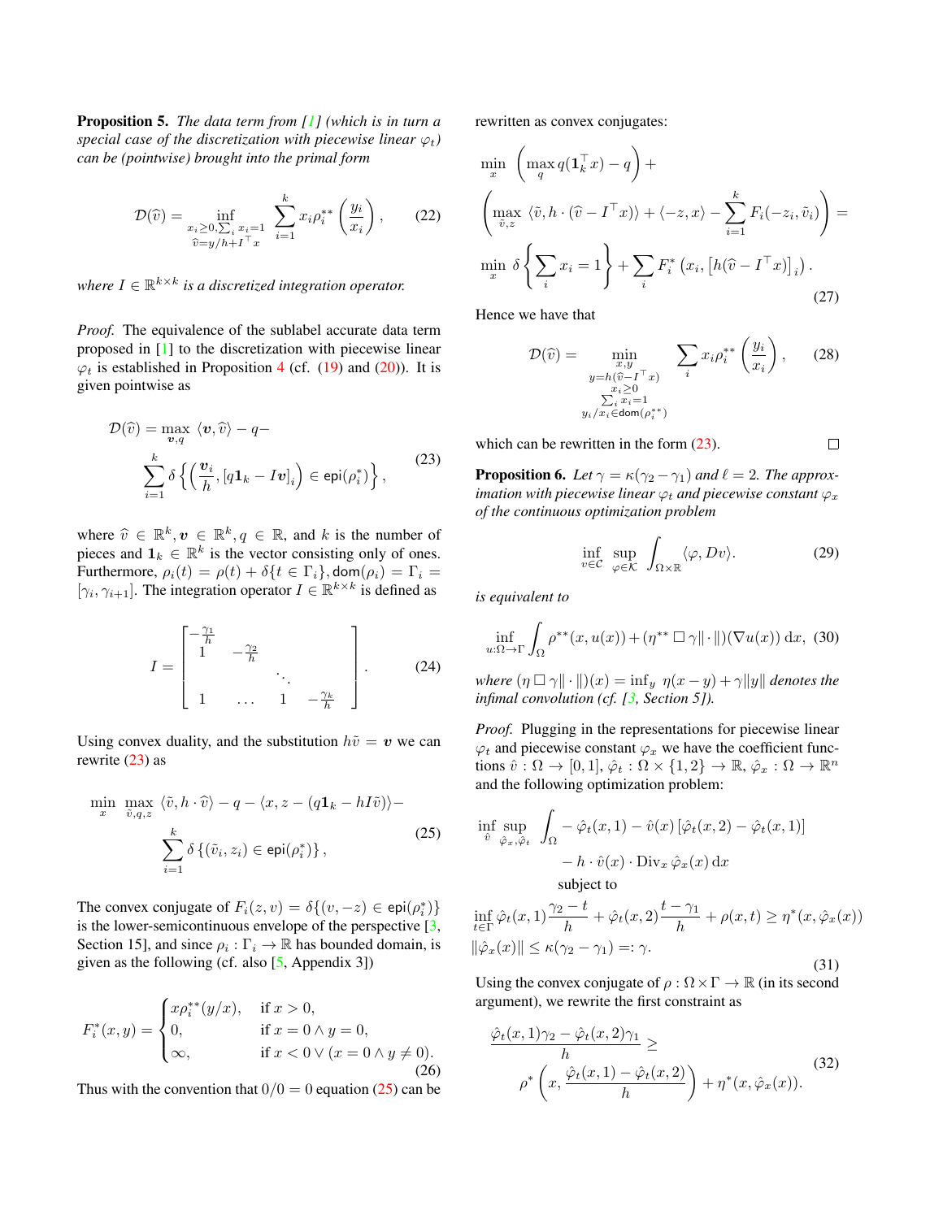**Proposition 5.** *The data term from [1] (which is in turn a special case of the discretization with piecewise linear $\varphi_t$) can be (pointwise) brought into the primal form*

$$\mathcal{D}(\widehat{v}) = \inf_{\substack{x_i \geq 0, \sum_i x_i = 1 \\ \widehat{v} = y/h + I^\top x}} \sum_{i=1}^{k} x_i \rho_i^{**}\left(\frac{y_i}{x_i}\right), \tag{22}$$

*where $I \in \mathbb{R}^{k \times k}$ is a discretized integration operator.*

*Proof.* The equivalence of the sublabel accurate data term proposed in [1] to the discretization with piecewise linear $\varphi_t$ is established in Proposition 4 (cf. (19) and (20)). It is given pointwise as

$$\begin{aligned}\mathcal{D}(\widehat{v}) = \max_{\boldsymbol{v}, q} \; &\langle \boldsymbol{v}, \widehat{v} \rangle - q - \\ &\sum_{i=1}^{k} \delta\left\{ \left(\frac{\boldsymbol{v}_i}{h}, [q\mathbf{1}_k - I\boldsymbol{v}]_i\right) \in \mathsf{epi}(\rho_i^*) \right\},\end{aligned} \tag{23}$$

where $\widehat{v} \in \mathbb{R}^k, \boldsymbol{v} \in \mathbb{R}^k, q \in \mathbb{R}$, and $k$ is the number of pieces and $\mathbf{1}_k \in \mathbb{R}^k$ is the vector consisting only of ones. Furthermore, $\rho_i(t) = \rho(t) + \delta\{t \in \Gamma_i\}, \mathsf{dom}(\rho_i) = \Gamma_i = [\gamma_i, \gamma_{i+1}]$. The integration operator $I \in \mathbb{R}^{k \times k}$ is defined as

$$I = \begin{bmatrix} -\frac{\gamma_1}{h} & & & \\ 1 & -\frac{\gamma_2}{h} & & \\ & & \ddots & \\ 1 & \ldots & 1 & -\frac{\gamma_k}{h} \end{bmatrix}. \tag{24}$$

Using convex duality, and the substitution $h\tilde{v} = \boldsymbol{v}$ we can rewrite (23) as

$$\begin{aligned}\min_x \max_{\tilde{v}, q, z} \; &\langle \tilde{v}, h \cdot \widehat{v} \rangle - q - \langle x, z - (q\mathbf{1}_k - hI\tilde{v}) \rangle - \\ &\sum_{i=1}^{k} \delta\left\{ (\tilde{v}_i, z_i) \in \mathsf{epi}(\rho_i^*) \right\},\end{aligned} \tag{25}$$

The convex conjugate of $F_i(z, v) = \delta\{(v, -z) \in \mathsf{epi}(\rho_i^*)\}$ is the lower-semicontinuous envelope of the perspective [3, Section 15], and since $\rho_i : \Gamma_i \to \mathbb{R}$ has bounded domain, is given as the following (cf. also [5, Appendix 3])

$$F_i^*(x, y) = \begin{cases} x\rho_i^{**}(y/x), & \text{if } x > 0, \\ 0, & \text{if } x = 0 \land y = 0, \\ \infty, & \text{if } x < 0 \lor (x = 0 \land y \neq 0). \end{cases} \tag{26}$$

Thus with the convention that $0/0 = 0$ equation (25) can be rewritten as convex conjugates:

$$\begin{aligned}&\min_x \left( \max_q q(\mathbf{1}_k^\top x) - q \right) + \\ &\left( \max_{\tilde{v}, z} \langle \tilde{v}, h \cdot (\widehat{v} - I^\top x) \rangle + \langle -z, x \rangle - \sum_{i=1}^{k} F_i(-z_i, \tilde{v}_i) \right) = \\ &\min_x \delta\left\{ \sum_i x_i = 1 \right\} + \sum_i F_i^*\left(x_i, \left[h(\widehat{v} - I^\top x)\right]_i\right).\end{aligned} \tag{27}$$

Hence we have that

$$\mathcal{D}(\widehat{v}) = \min_{\substack{x, y \\ y = h(\widehat{v} - I^\top x) \\ x_i \geq 0 \\ \sum_i x_i = 1 \\ y_i / x_i \in \mathsf{dom}(\rho_i^{**})}} \sum_i x_i \rho_i^{**}\left(\frac{y_i}{x_i}\right), \tag{28}$$

which can be rewritten in the form (23). $\square$

**Proposition 6.** *Let $\gamma = \kappa(\gamma_2 - \gamma_1)$ and $\ell = 2$. The approximation with piecewise linear $\varphi_t$ and piecewise constant $\varphi_x$ of the continuous optimization problem*

$$\inf_{v \in \mathcal{C}} \sup_{\varphi \in \mathcal{K}} \int_{\Omega \times \mathbb{R}} \langle \varphi, Dv \rangle. \tag{29}$$

*is equivalent to*

$$\inf_{u : \Omega \to \Gamma} \int_\Omega \rho^{**}(x, u(x)) + (\eta^{**} \,\square\, \gamma \| \cdot \|)(\nabla u(x)) \, \mathrm{d}x, \tag{30}$$

*where $(\eta \,\square\, \gamma \| \cdot \|)(x) = \inf_y \; \eta(x - y) + \gamma \|y\|$ denotes the infimal convolution (cf. [3, Section 5]).*

*Proof.* Plugging in the representations for piecewise linear $\varphi_t$ and piecewise constant $\varphi_x$ we have the coefficient functions $\hat{v} : \Omega \to [0, 1]$, $\hat{\varphi}_t : \Omega \times \{1, 2\} \to \mathbb{R}$, $\hat{\varphi}_x : \Omega \to \mathbb{R}^n$ and the following optimization problem:

$$\begin{aligned}\inf_{\hat{v}} \sup_{\hat{\varphi}_x, \hat{\varphi}_t} \int_\Omega &- \hat{\varphi}_t(x, 1) - \hat{v}(x) \left[\hat{\varphi}_t(x, 2) - \hat{\varphi}_t(x, 1)\right] \\ &- h \cdot \hat{v}(x) \cdot \mathrm{Div}_x \, \hat{\varphi}_x(x) \, \mathrm{d}x \\ &\text{subject to} \\ \inf_{t \in \Gamma} \hat{\varphi}_t&(x, 1)\frac{\gamma_2 - t}{h} + \hat{\varphi}_t(x, 2)\frac{t - \gamma_1}{h} + \rho(x, t) \geq \eta^*(x, \hat{\varphi}_x(x)) \\ \|\hat{\varphi}_x&(x)\| \leq \kappa(\gamma_2 - \gamma_1) =: \gamma.\end{aligned} \tag{31}$$

Using the convex conjugate of $\rho : \Omega \times \Gamma \to \mathbb{R}$ (in its second argument), we rewrite the first constraint as

$$\begin{aligned}&\frac{\hat{\varphi}_t(x, 1)\gamma_2 - \hat{\varphi}_t(x, 2)\gamma_1}{h} \geq \\ &\qquad \rho^*\left(x, \frac{\hat{\varphi}_t(x, 1) - \hat{\varphi}_t(x, 2)}{h}\right) + \eta^*(x, \hat{\varphi}_x(x)).\end{aligned} \tag{32}$$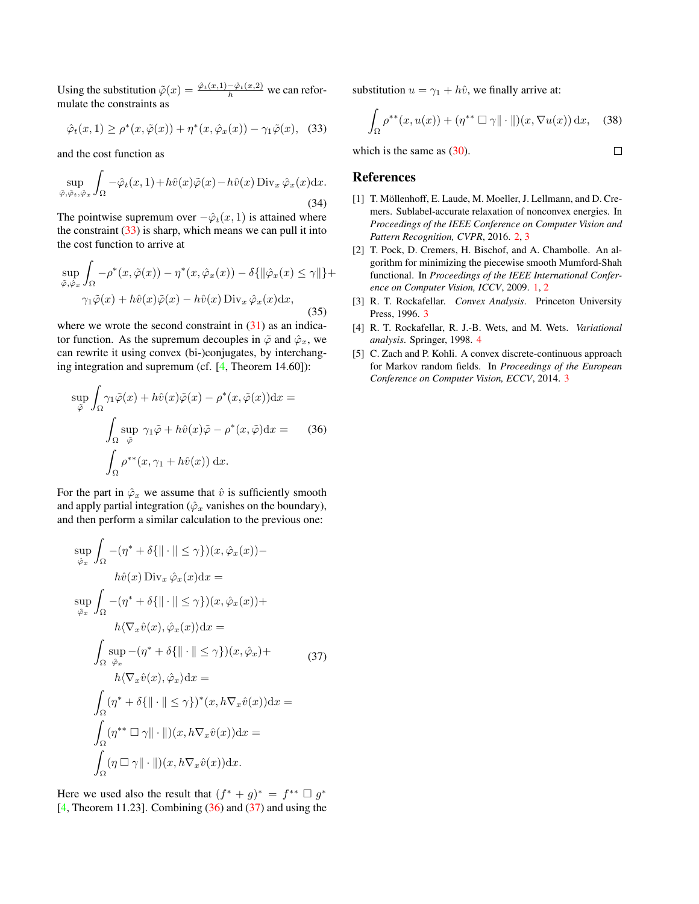Using the substitution $\tilde{\varphi}(x) = \frac{\hat{\varphi}_t(x,1) - \hat{\varphi}_t(x,2)}{h}$ we can reformulate the constraints as

$$\hat{\varphi}_t(x,1) \geq \rho^*(x, \tilde{\varphi}(x)) + \eta^*(x, \hat{\varphi}_x(x)) - \gamma_1 \tilde{\varphi}(x), \tag{33}$$

and the cost function as

$$\sup_{\tilde{\varphi}, \hat{\varphi}_t, \hat{\varphi}_x} \int_\Omega -\hat{\varphi}_t(x,1) + h\hat{v}(x)\tilde{\varphi}(x) - h\hat{v}(x) \operatorname{Div}_x \hat{\varphi}_x(x) \mathrm{d}x. \tag{34}$$

The pointwise supremum over $-\hat{\varphi}_t(x,1)$ is attained where the constraint (33) is sharp, which means we can pull it into the cost function to arrive at

$$\sup_{\tilde{\varphi}, \hat{\varphi}_x} \int_\Omega -\rho^*(x, \tilde{\varphi}(x)) - \eta^*(x, \hat{\varphi}_x(x)) - \delta\{\|\hat{\varphi}_x(x) \leq \gamma\|\} + \gamma_1 \tilde{\varphi}(x) + h\hat{v}(x)\tilde{\varphi}(x) - h\hat{v}(x) \operatorname{Div}_x \hat{\varphi}_x(x) \mathrm{d}x, \tag{35}$$

where we wrote the second constraint in (31) as an indicator function. As the supremum decouples in $\tilde{\varphi}$ and $\hat{\varphi}_x$, we can rewrite it using convex (bi-)conjugates, by interchanging integration and supremum (cf. [4, Theorem 14.60]):

$$\begin{aligned} \sup_{\tilde{\varphi}} \int_\Omega \gamma_1 \tilde{\varphi}(x) + h\hat{v}(x)\tilde{\varphi}(x) - \rho^*(x, \tilde{\varphi}(x)) \mathrm{d}x &= \\ \int_\Omega \sup_{\tilde{\varphi}} \gamma_1 \tilde{\varphi} + h\hat{v}(x)\tilde{\varphi} - \rho^*(x, \tilde{\varphi}) \mathrm{d}x &= \\ \int_\Omega \rho^{**}(x, \gamma_1 + h\hat{v}(x)) \, \mathrm{d}x. & \end{aligned} \tag{36}$$

For the part in $\hat{\varphi}_x$ we assume that $\hat{v}$ is sufficiently smooth and apply partial integration ($\hat{\varphi}_x$ vanishes on the boundary), and then perform a similar calculation to the previous one:

$$\begin{aligned} &\sup_{\hat{\varphi}_x} \int_\Omega -(\eta^* + \delta\{\| \cdot \| \leq \gamma\})(x, \hat{\varphi}_x(x)) - h\hat{v}(x) \operatorname{Div}_x \hat{\varphi}_x(x) \mathrm{d}x = \\ &\sup_{\hat{\varphi}_x} \int_\Omega -(\eta^* + \delta\{\| \cdot \| \leq \gamma\})(x, \hat{\varphi}_x(x)) + h\langle \nabla_x \hat{v}(x), \hat{\varphi}_x(x) \rangle \mathrm{d}x = \\ &\int_\Omega \sup_{\hat{\varphi}_x} -(\eta^* + \delta\{\| \cdot \| \leq \gamma\})(x, \hat{\varphi}_x) + h\langle \nabla_x \hat{v}(x), \hat{\varphi}_x \rangle \mathrm{d}x = \\ &\int_\Omega (\eta^* + \delta\{\| \cdot \| \leq \gamma\})^*(x, h\nabla_x \hat{v}(x)) \mathrm{d}x = \\ &\int_\Omega (\eta^{**} \,\square\, \gamma\| \cdot \|)(x, h\nabla_x \hat{v}(x)) \mathrm{d}x = \\ &\int_\Omega (\eta \,\square\, \gamma\| \cdot \|)(x, h\nabla_x \hat{v}(x)) \mathrm{d}x. \end{aligned} \tag{37}$$

Here we used also the result that $(f^* + g)^* = f^{**} \,\square\, g^*$ [4, Theorem 11.23]. Combining (36) and (37) and using the substitution $u = \gamma_1 + h\hat{v}$, we finally arrive at:

$$\int_\Omega \rho^{**}(x, u(x)) + (\eta^{**} \,\square\, \gamma\| \cdot \|)(x, \nabla u(x)) \, \mathrm{d}x, \tag{38}$$

which is the same as (30). □

## References

[1] T. Möllenhoff, E. Laude, M. Moeller, J. Lellmann, and D. Cremers. Sublabel-accurate relaxation of nonconvex energies. In *Proceedings of the IEEE Conference on Computer Vision and Pattern Recognition, CVPR*, 2016. 2, 3

[2] T. Pock, D. Cremers, H. Bischof, and A. Chambolle. An algorithm for minimizing the piecewise smooth Mumford-Shah functional. In *Proceedings of the IEEE International Conference on Computer Vision, ICCV*, 2009. 1, 2

[3] R. T. Rockafellar. *Convex Analysis*. Princeton University Press, 1996. 3

[4] R. T. Rockafellar, R. J.-B. Wets, and M. Wets. *Variational analysis*. Springer, 1998. 4

[5] C. Zach and P. Kohli. A convex discrete-continuous approach for Markov random fields. In *Proceedings of the European Conference on Computer Vision, ECCV*, 2014. 3